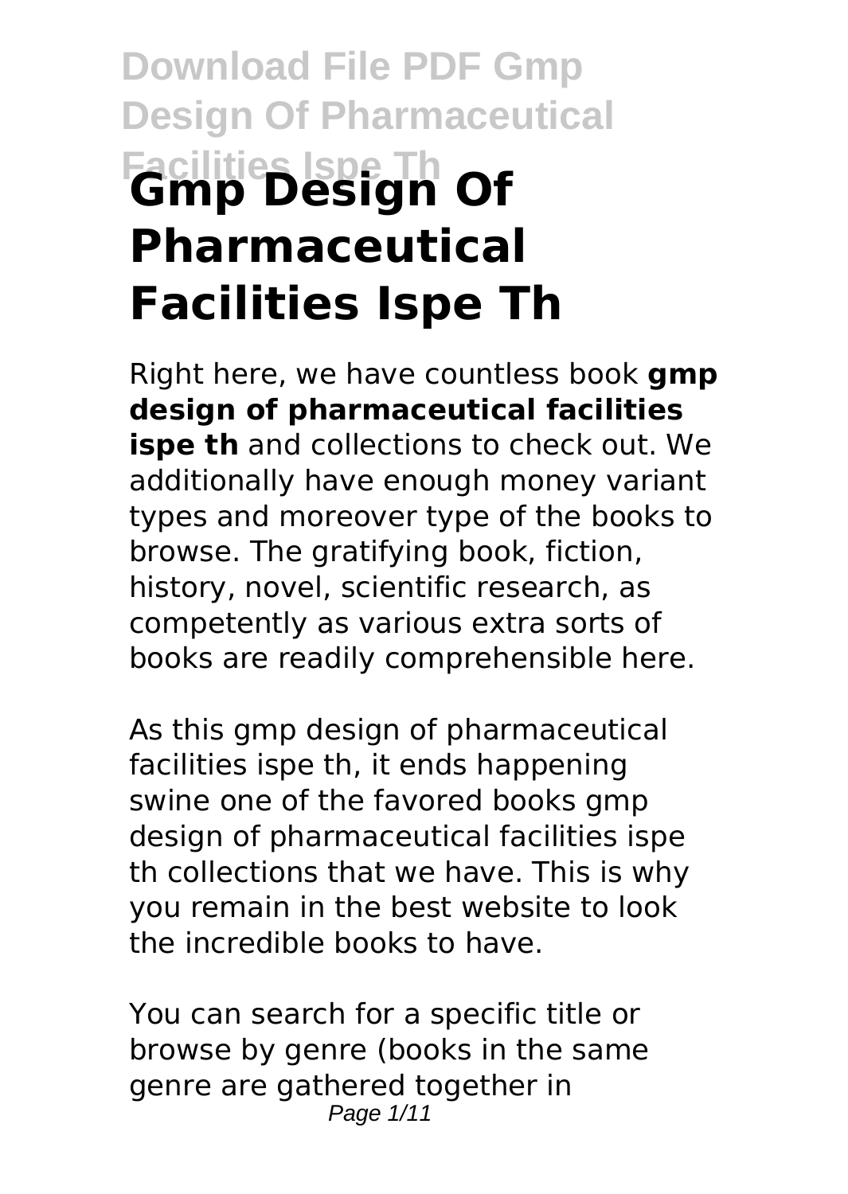# Gmp Design Of Pharmaceutical Facilities Ispe Th

Right here, we have countless book **gmp design of pharmaceutical facilities ispe th** and collections to check out. We additionally have enough money variant types and moreover type of the books to browse. The gratifying book, fiction, history, novel, scientific research, as competently as various extra sorts of books are readily comprehensible here.

As this gmp design of pharmaceutical facilities ispe th, it ends happening swine one of the favored books gmp design of pharmaceutical facilities ispe th collections that we have. This is why you remain in the best website to look the incredible books to have.

You can search for a specific title or browse by genre (books in the same genre are gathered together in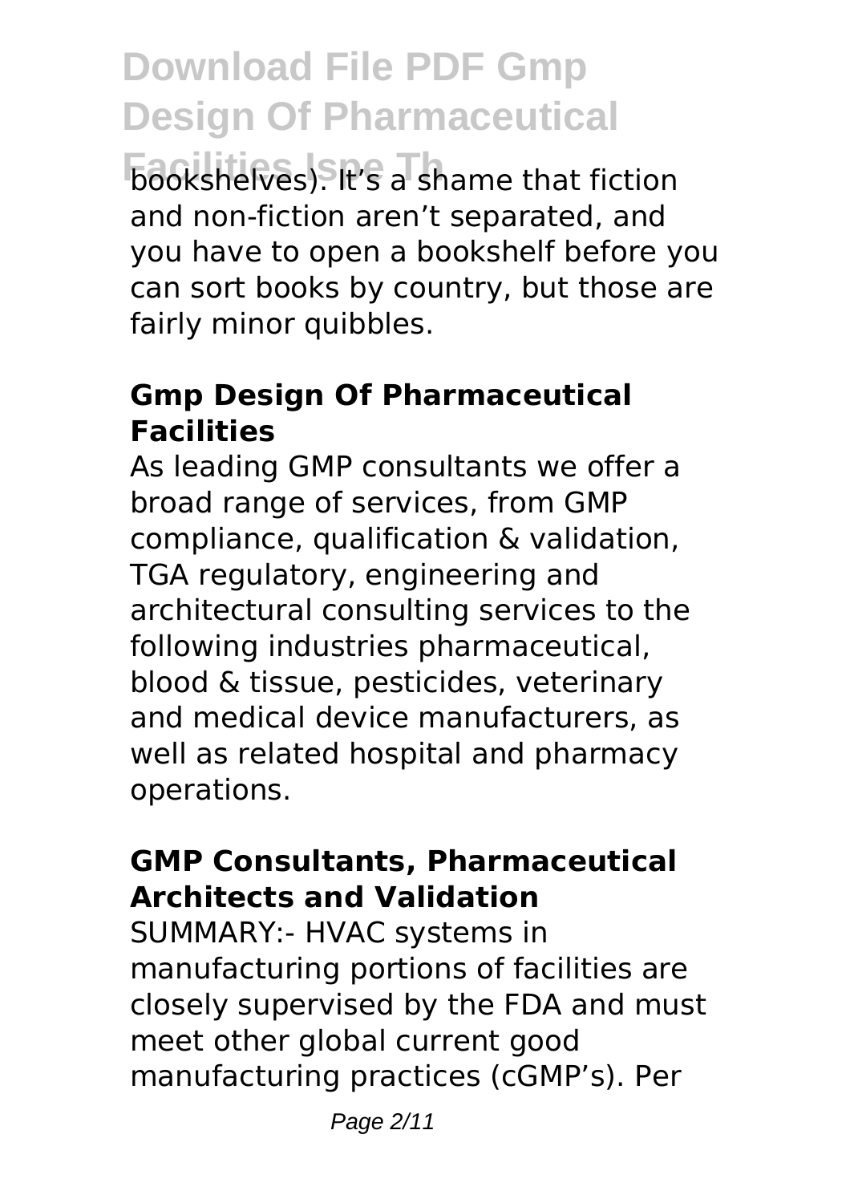bookshelves). It's a shame that fiction and non-fiction aren't separated, and you have to open a bookshelf before you can sort books by country, but those are fairly minor quibbles.

### Gmp Design Of Pharmaceutical Facilities

As leading GMP consultants we offer a broad range of services, from GMP compliance, qualification & validation, TGA regulatory, engineering and architectural consulting services to the following industries pharmaceutical, blood & tissue, pesticides, veterinary and medical device manufacturers, as well as related hospital and pharmacy operations.

### GMP Consultants, Pharmaceutical Architects and Validation

SUMMARY:- HVAC systems in manufacturing portions of facilities are closely supervised by the FDA and must meet other global current good manufacturing practices (cGMP's). Per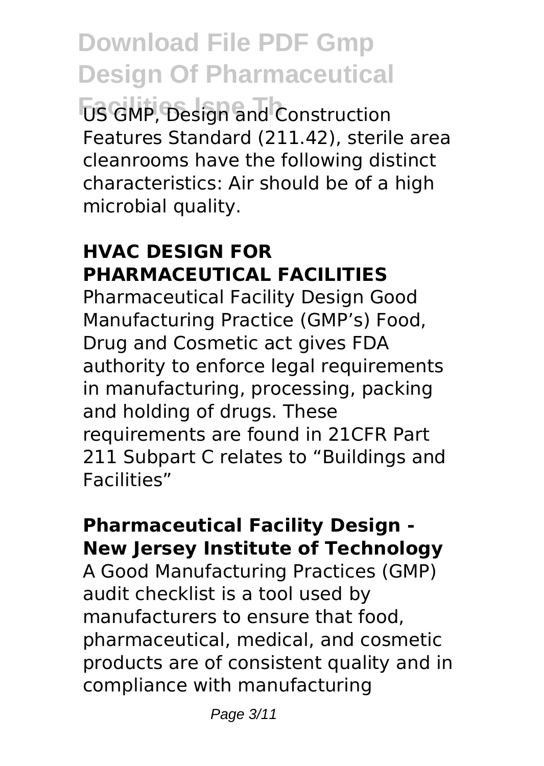US GMP, Design and Construction Features Standard (211.42), sterile area cleanrooms have the following distinct characteristics: Air should be of a high microbial quality.

## HVAC DESIGN FOR PHARMACEUTICAL FACILITIES

Pharmaceutical Facility Design Good Manufacturing Practice (GMP's) Food, Drug and Cosmetic act gives FDA authority to enforce legal requirements in manufacturing, processing, packing and holding of drugs. These requirements are found in 21CFR Part 211 Subpart C relates to "Buildings and Facilities"

## Pharmaceutical Facility Design - New Jersey Institute of Technology

A Good Manufacturing Practices (GMP) audit checklist is a tool used by manufacturers to ensure that food, pharmaceutical, medical, and cosmetic products are of consistent quality and in compliance with manufacturing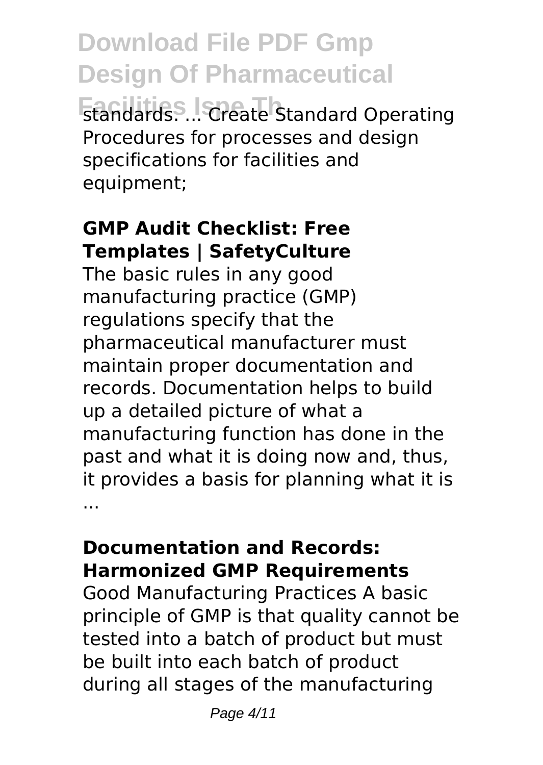standards. ... Create Standard Operating Procedures for processes and design specifications for facilities and equipment;

**GMP Audit Checklist: Free Templates | SafetyCulture**

The basic rules in any good manufacturing practice (GMP) regulations specify that the pharmaceutical manufacturer must maintain proper documentation and records. Documentation helps to build up a detailed picture of what a manufacturing function has done in the past and what it is doing now and, thus, it provides a basis for planning what it is ...

**Documentation and Records: Harmonized GMP Requirements**

Good Manufacturing Practices A basic principle of GMP is that quality cannot be tested into a batch of product but must be built into each batch of product during all stages of the manufacturing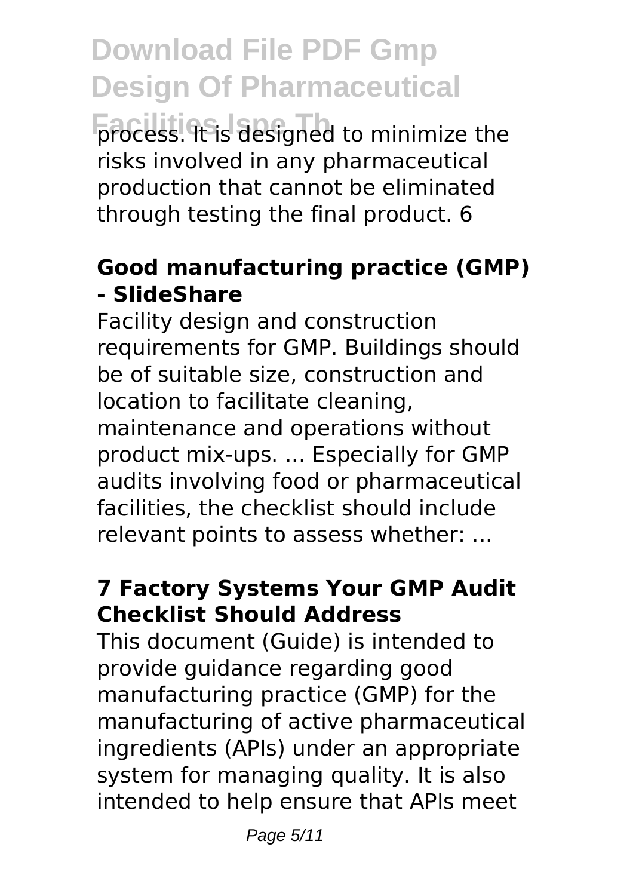process. It is designed to minimize the risks involved in any pharmaceutical production that cannot be eliminated through testing the final product. 6

## Good manufacturing practice (GMP) - SlideShare

Facility design and construction requirements for GMP. Buildings should be of suitable size, construction and location to facilitate cleaning, maintenance and operations without product mix-ups. ... Especially for GMP audits involving food or pharmaceutical facilities, the checklist should include relevant points to assess whether: ...

## 7 Factory Systems Your GMP Audit Checklist Should Address

This document (Guide) is intended to provide guidance regarding good manufacturing practice (GMP) for the manufacturing of active pharmaceutical ingredients (APIs) under an appropriate system for managing quality. It is also intended to help ensure that APIs meet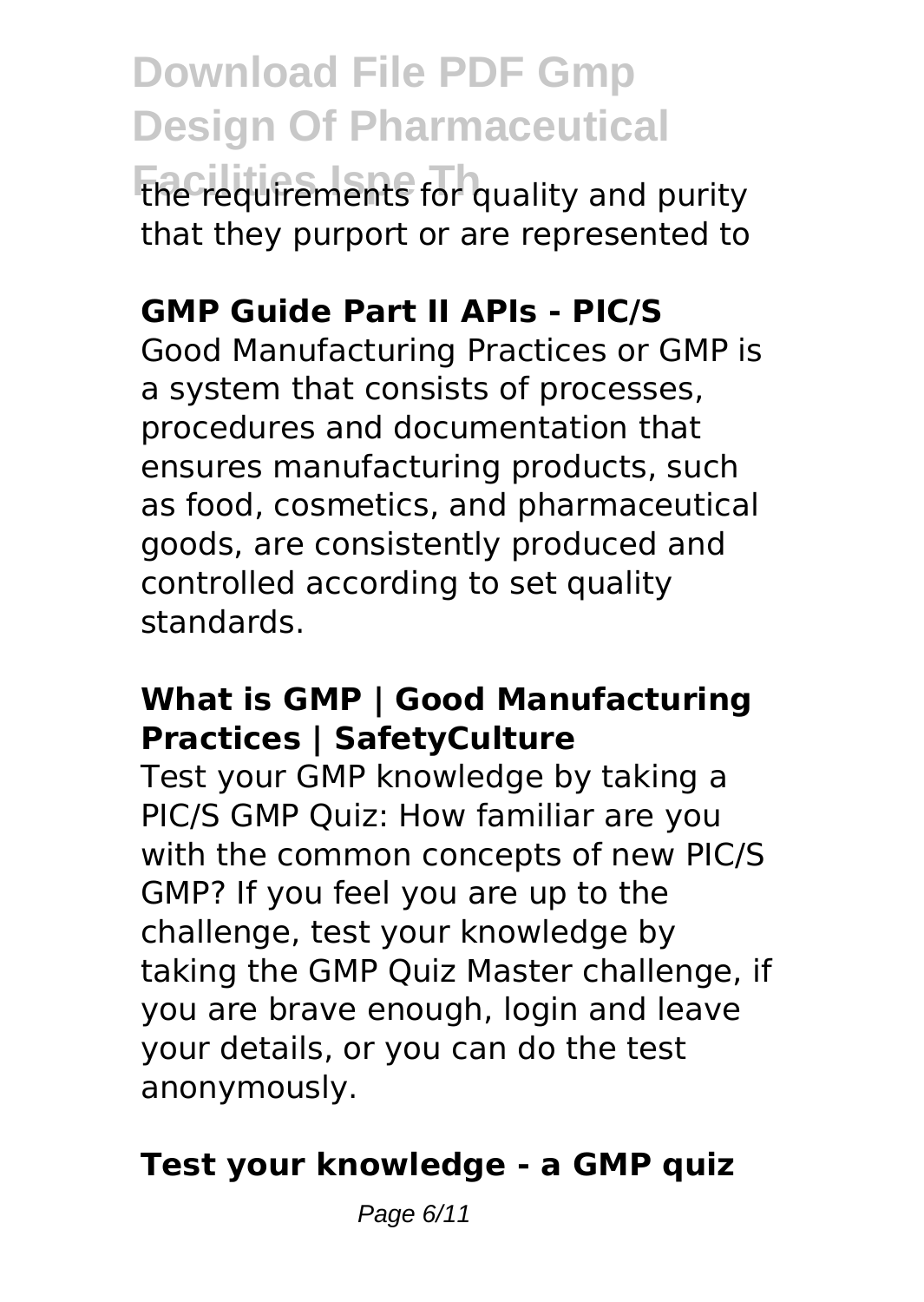the requirements for quality and purity that they purport or are represented to

### GMP Guide Part II APIs - PIC/S

Good Manufacturing Practices or GMP is a system that consists of processes, procedures and documentation that ensures manufacturing products, such as food, cosmetics, and pharmaceutical goods, are consistently produced and controlled according to set quality standards.

### What is GMP | Good Manufacturing Practices | SafetyCulture

Test your GMP knowledge by taking a PIC/S GMP Quiz: How familiar are you with the common concepts of new PIC/S GMP? If you feel you are up to the challenge, test your knowledge by taking the GMP Quiz Master challenge, if you are brave enough, login and leave your details, or you can do the test anonymously.

### Test your knowledge - a GMP quiz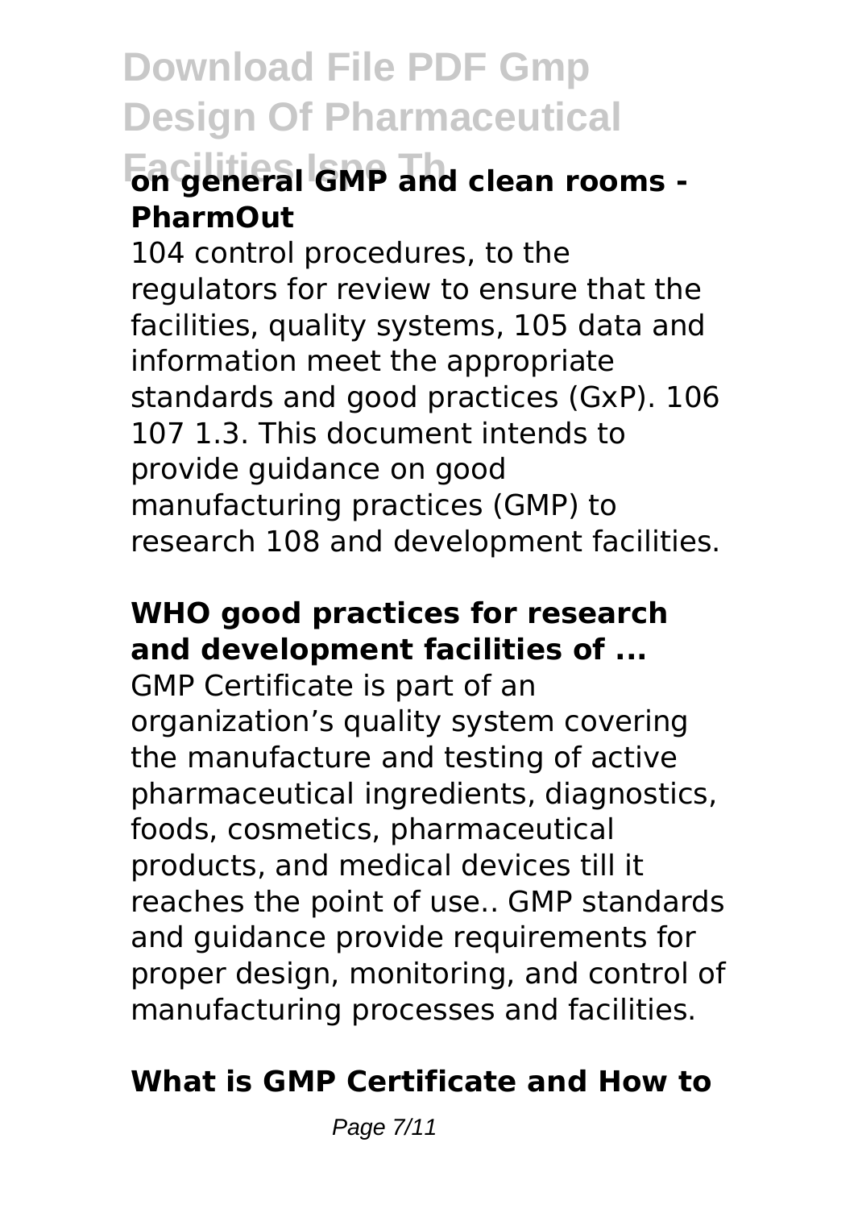### on general GMP and clean rooms - PharmOut

104 control procedures, to the regulators for review to ensure that the facilities, quality systems, 105 data and information meet the appropriate standards and good practices (GxP). 106 107 1.3. This document intends to provide guidance on good manufacturing practices (GMP) to research 108 and development facilities.

### WHO good practices for research and development facilities of ...

GMP Certificate is part of an organization's quality system covering the manufacture and testing of active pharmaceutical ingredients, diagnostics, foods, cosmetics, pharmaceutical products, and medical devices till it reaches the point of use.. GMP standards and guidance provide requirements for proper design, monitoring, and control of manufacturing processes and facilities.

### What is GMP Certificate and How to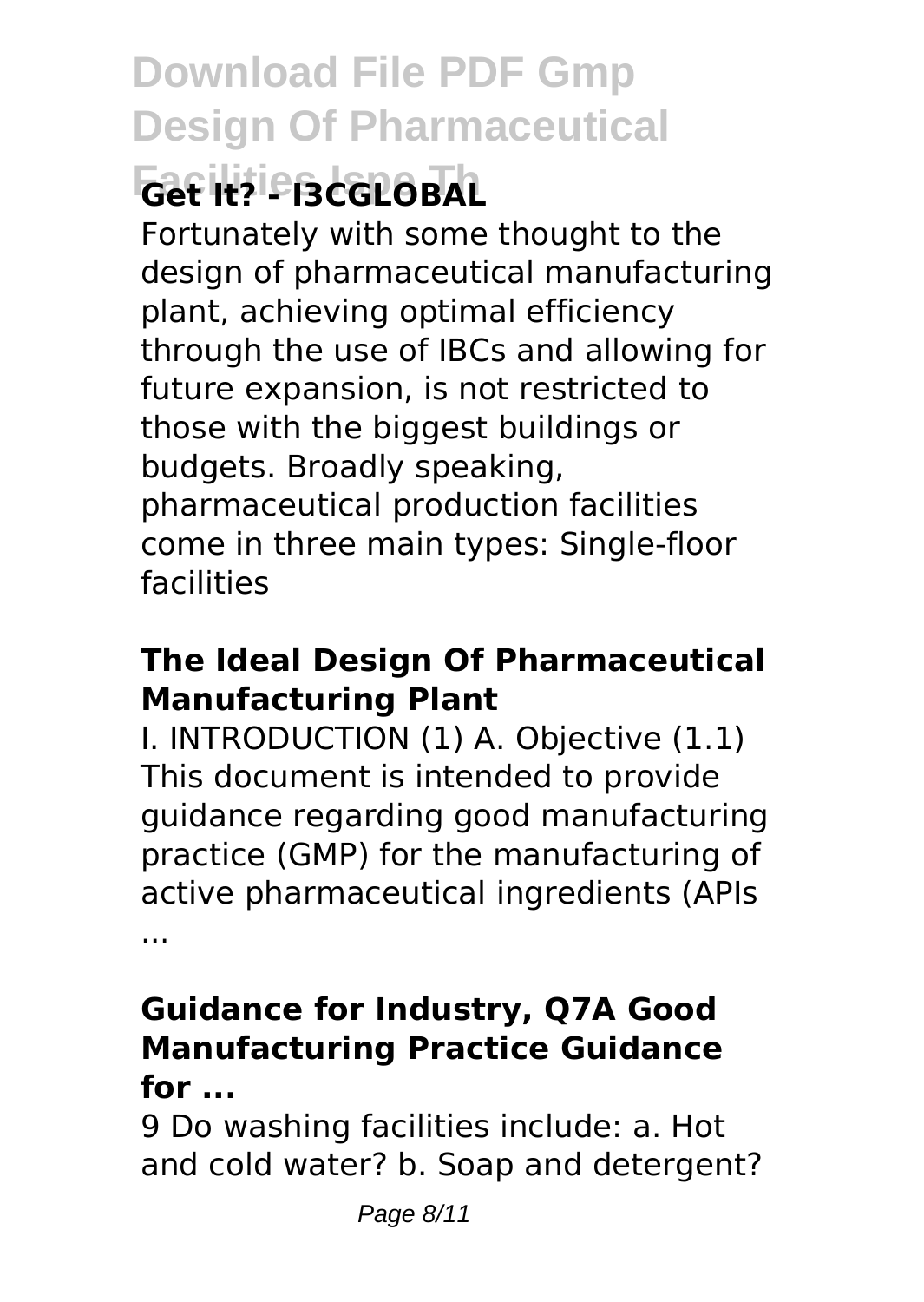**Get It? - I3CGLOBAL**

Fortunately with some thought to the design of pharmaceutical manufacturing plant, achieving optimal efficiency through the use of IBCs and allowing for future expansion, is not restricted to those with the biggest buildings or budgets. Broadly speaking, pharmaceutical production facilities come in three main types: Single-floor facilities

### The Ideal Design Of Pharmaceutical Manufacturing Plant

I. INTRODUCTION (1) A. Objective (1.1) This document is intended to provide guidance regarding good manufacturing practice (GMP) for the manufacturing of active pharmaceutical ingredients (APIs ...

### Guidance for Industry, Q7A Good Manufacturing Practice Guidance for ...

9 Do washing facilities include: a. Hot and cold water? b. Soap and detergent?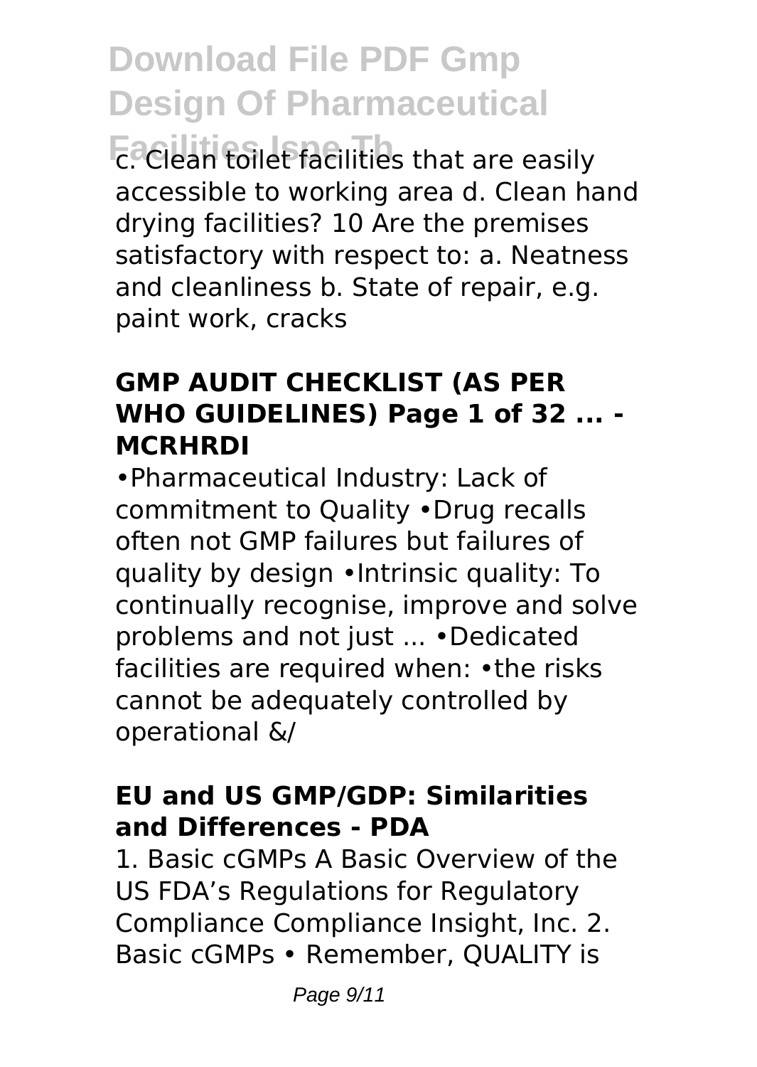c. Clean toilet facilities that are easily accessible to working area d. Clean hand drying facilities? 10 Are the premises satisfactory with respect to: a. Neatness and cleanliness b. State of repair, e.g. paint work, cracks

### GMP AUDIT CHECKLIST (AS PER WHO GUIDELINES) Page 1 of 32 ... - MCRHRDI

•Pharmaceutical Industry: Lack of commitment to Quality •Drug recalls often not GMP failures but failures of quality by design •Intrinsic quality: To continually recognise, improve and solve problems and not just ... •Dedicated facilities are required when: •the risks cannot be adequately controlled by operational &/

### EU and US GMP/GDP: Similarities and Differences - PDA

1. Basic cGMPs A Basic Overview of the US FDA's Regulations for Regulatory Compliance Compliance Insight, Inc. 2. Basic cGMPs • Remember, QUALITY is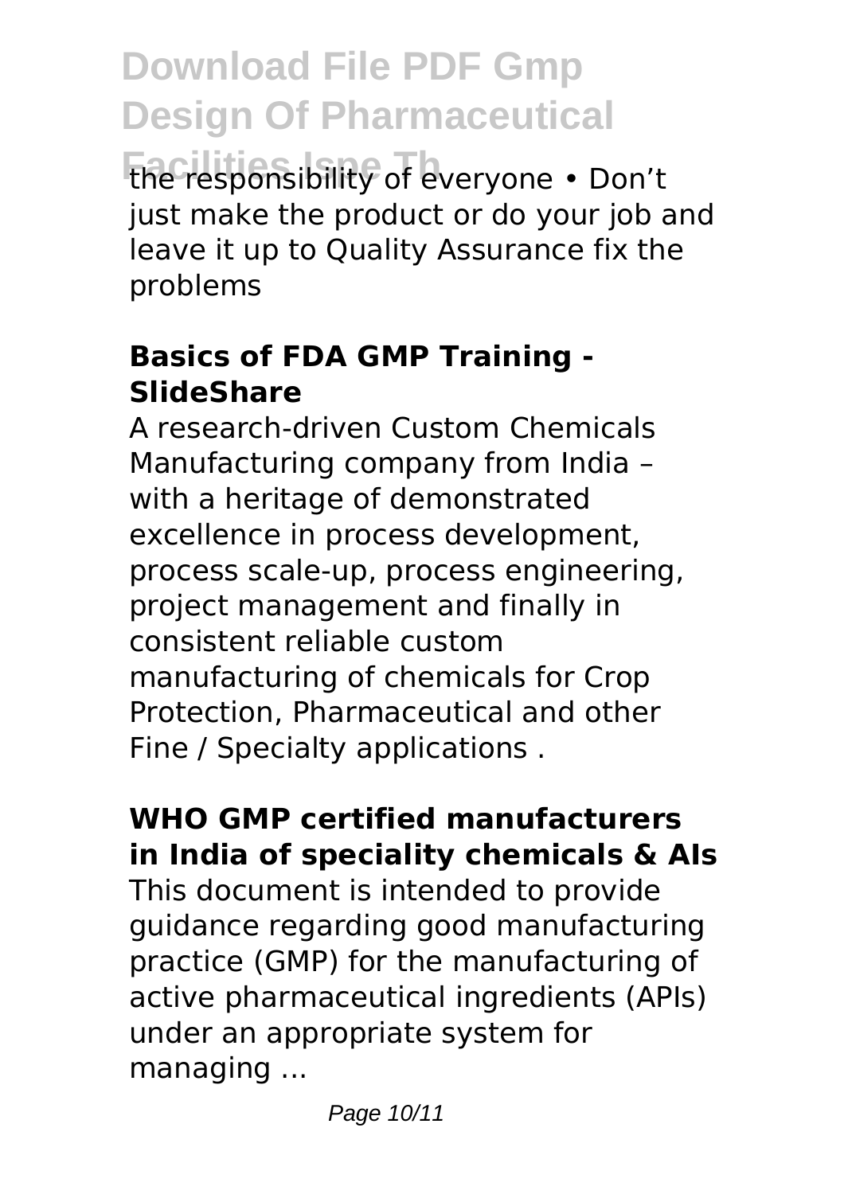the responsibility of everyone • Don't just make the product or do your job and leave it up to Quality Assurance fix the problems

### Basics of FDA GMP Training - SlideShare

A research-driven Custom Chemicals Manufacturing company from India – with a heritage of demonstrated excellence in process development, process scale-up, process engineering, project management and finally in consistent reliable custom manufacturing of chemicals for Crop Protection, Pharmaceutical and other Fine / Specialty applications .

### WHO GMP certified manufacturers in India of speciality chemicals & AIs

This document is intended to provide guidance regarding good manufacturing practice (GMP) for the manufacturing of active pharmaceutical ingredients (APIs) under an appropriate system for managing ...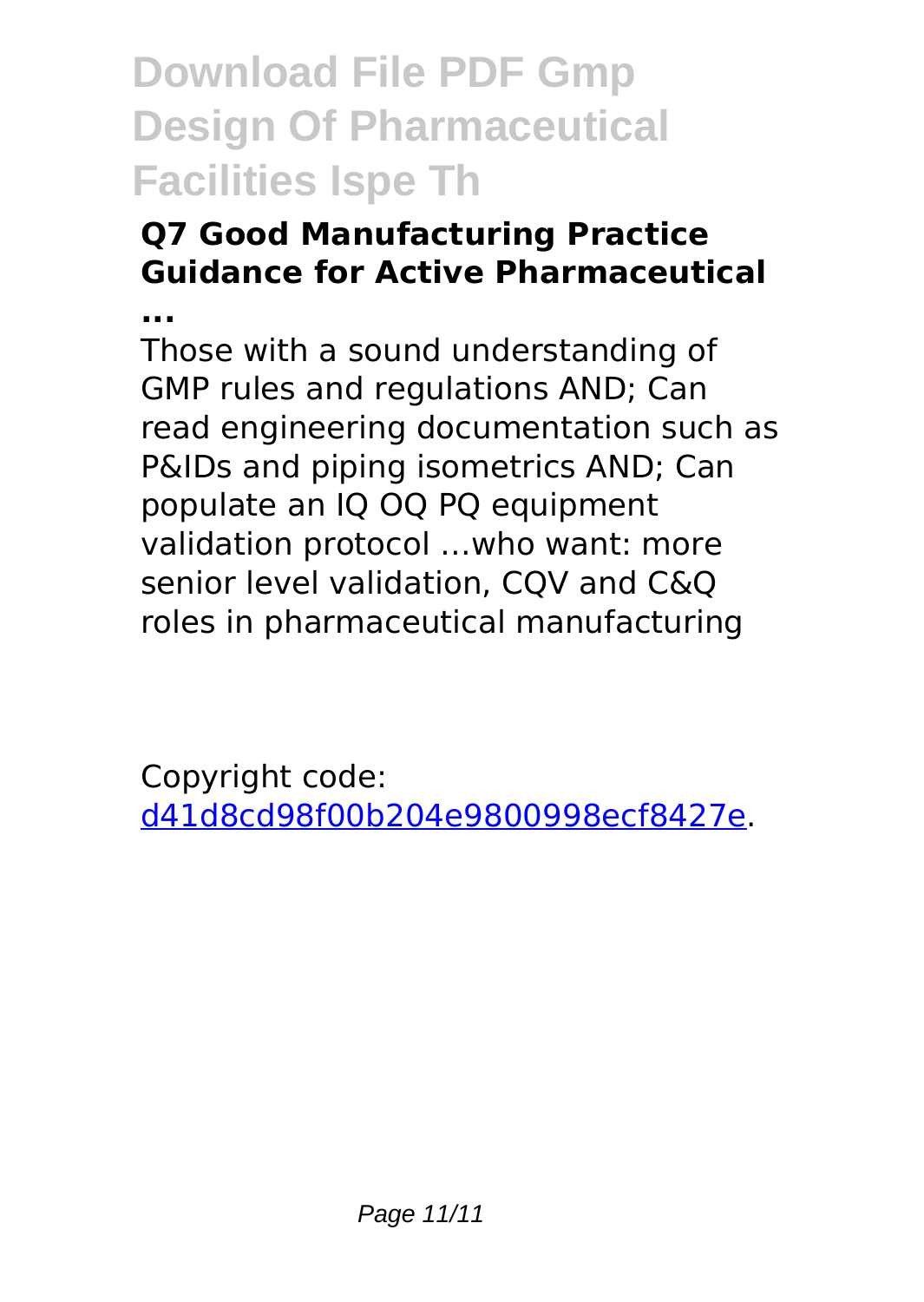## Q7 Good Manufacturing Practice Guidance for Active Pharmaceutical ...

Those with a sound understanding of GMP rules and regulations AND; Can read engineering documentation such as P&IDs and piping isometrics AND; Can populate an IQ OQ PQ equipment validation protocol …who want: more senior level validation, CQV and C&Q roles in pharmaceutical manufacturing

Copyright code: d41d8cd98f00b204e9800998ecf8427e.